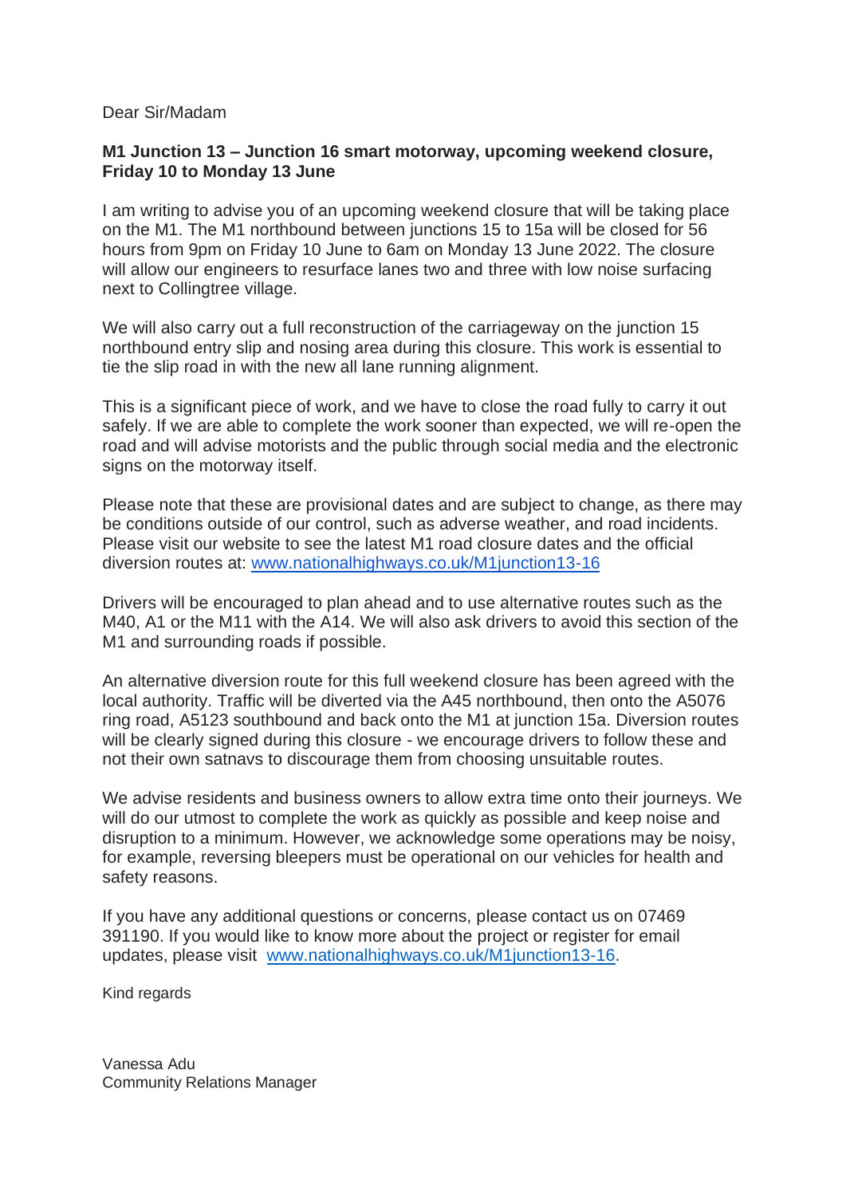Dear Sir/Madam

**M1 Junction 13 – Junction 16 smart motorway, upcoming weekend closure, Friday 10 to Monday 13 June**

I am writing to advise you of an upcoming weekend closure that will be taking place on the M1. The M1 northbound between junctions 15 to 15a will be closed for 56 hours from 9pm on Friday 10 June to 6am on Monday 13 June 2022. The closure will allow our engineers to resurface lanes two and three with low noise surfacing next to Collingtree village.

We will also carry out a full reconstruction of the carriageway on the junction 15 northbound entry slip and nosing area during this closure. This work is essential to tie the slip road in with the new all lane running alignment.

This is a significant piece of work, and we have to close the road fully to carry it out safely. If we are able to complete the work sooner than expected, we will re-open the road and will advise motorists and the public through social media and the electronic signs on the motorway itself.

Please note that these are provisional dates and are subject to change, as there may be conditions outside of our control, such as adverse weather, and road incidents. Please visit our website to see the latest M1 road closure dates and the official diversion routes at: [www.nationalhighways.co.uk/M1junction13-16](http://www.nationalhighways.co.uk/M1junction13-16)

Drivers will be encouraged to plan ahead and to use alternative routes such as the M40, A1 or the M11 with the A14. We will also ask drivers to avoid this section of the M1 and surrounding roads if possible.

An alternative diversion route for this full weekend closure has been agreed with the local authority. Traffic will be diverted via the A45 northbound, then onto the A5076 ring road, A5123 southbound and back onto the M1 at junction 15a. Diversion routes will be clearly signed during this closure - we encourage drivers to follow these and not their own satnavs to discourage them from choosing unsuitable routes.

We advise residents and business owners to allow extra time onto their journeys. We will do our utmost to complete the work as quickly as possible and keep noise and disruption to a minimum. However, we acknowledge some operations may be noisy, for example, reversing bleepers must be operational on our vehicles for health and safety reasons.

If you have any additional questions or concerns, please contact us on 07469 391190. If you would like to know more about the project or register for email updates, please visit [www.nationalhighways.co.uk/M1junction13-16](http://www.nationalhighways.co.uk/M1junction13-16).

Kind regards

Vanessa Adu
Community Relations Manager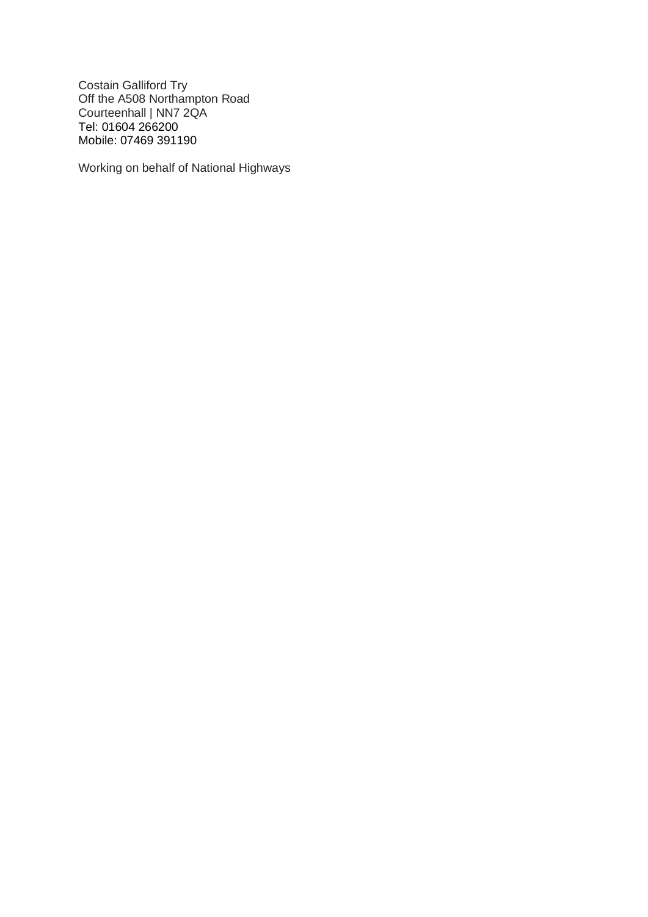Costain Galliford Try
Off the A508 Northampton Road
Courteenhall | NN7 2QA
Tel: 01604 266200
Mobile: 07469 391190

Working on behalf of National Highways